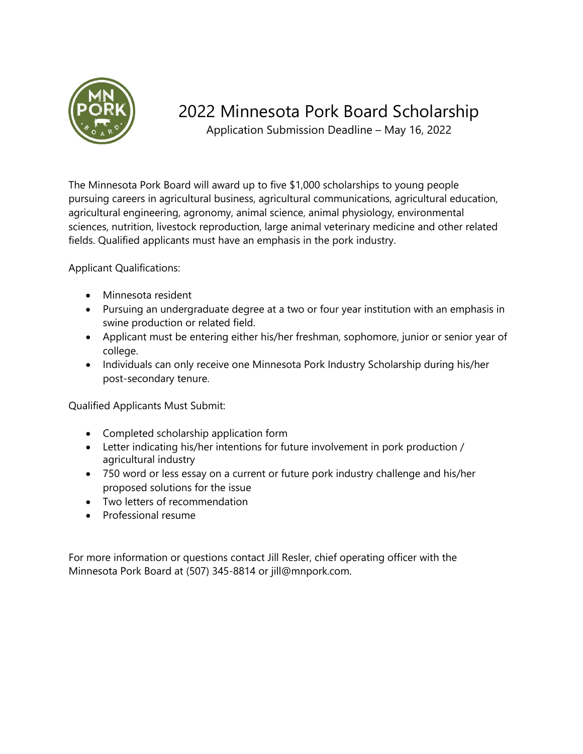# 2022 Minnesota Pork Board Scholarship

Application Submission Deadline – May 16, 2022

The Minnesota Pork Board will award up to five $1,000 scholarships to young people pursuing careers in agricultural business, agricultural communications, agricultural education, agricultural engineering, agronomy, animal science, animal physiology, environmental sciences, nutrition, livestock reproduction, large animal veterinary medicine and other related fields. Qualified applicants must have an emphasis in the pork industry.

Applicant Qualifications:

- Minnesota resident
- Pursuing an undergraduate degree at a two or four year institution with an emphasis in swine production or related field.
- Applicant must be entering either his/her freshman, sophomore, junior or senior year of college.
- Individuals can only receive one Minnesota Pork Industry Scholarship during his/her post-secondary tenure.

Qualified Applicants Must Submit:

- Completed scholarship application form
- Letter indicating his/her intentions for future involvement in pork production / agricultural industry
- 750 word or less essay on a current or future pork industry challenge and his/her proposed solutions for the issue
- Two letters of recommendation
- Professional resume

For more information or questions contact Jill Resler, chief operating officer with the Minnesota Pork Board at (507) 345-8814 or jill@mnpork.com.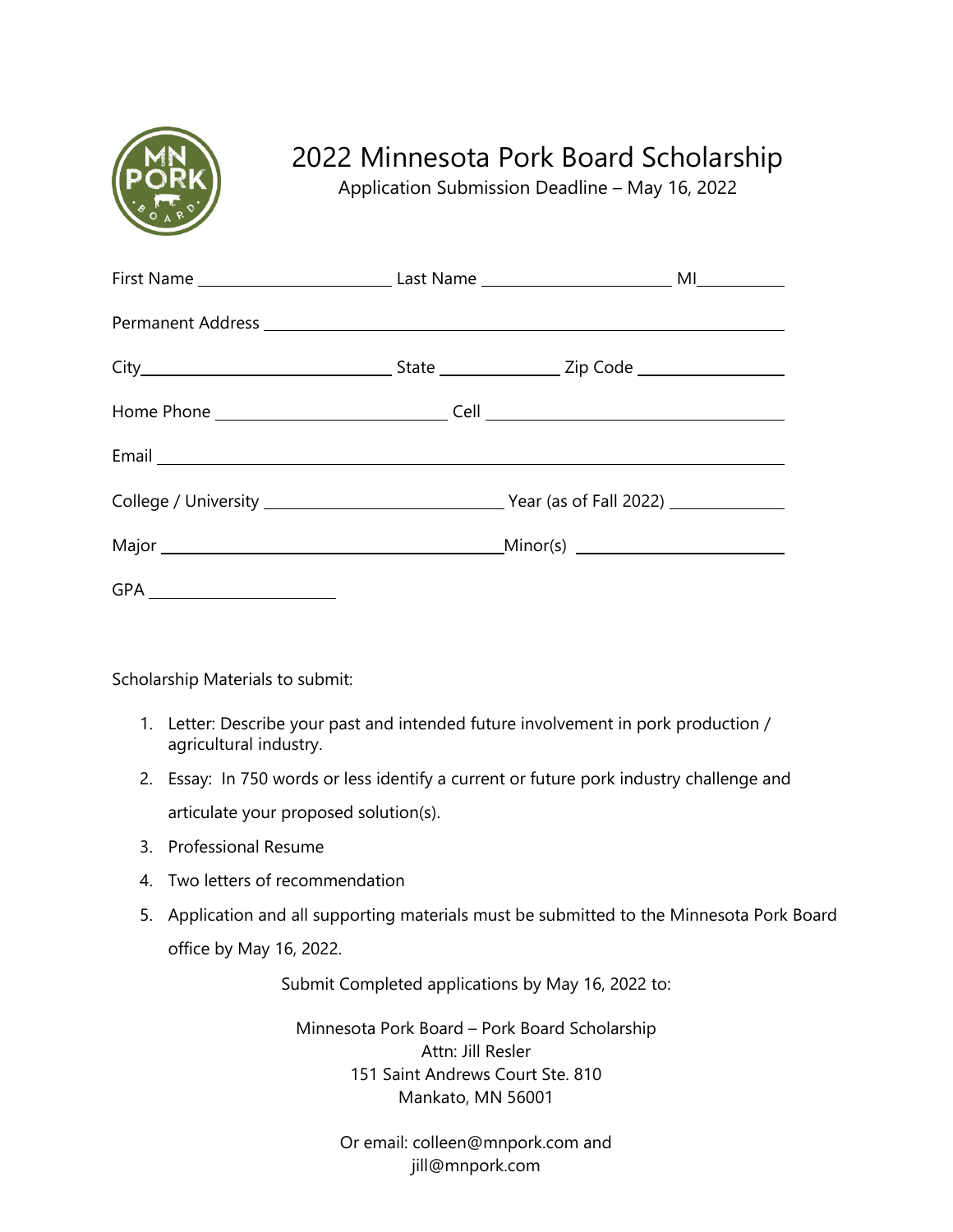# 2022 Minnesota Pork Board Scholarship

Application Submission Deadline – May 16, 2022

First Name ______________________ Last Name ______________________ MI__________

Permanent Address ______________________________________________________________

City____________________________ State ______________ Zip Code _________________

Home Phone ___________________________ Cell __________________________________

Email ________________________________________________________________________

College / University ___________________________ Year (as of Fall 2022) _____________

Major ________________________________________Minor(s) _________________________

GPA ______________________

Scholarship Materials to submit:

1. Letter: Describe your past and intended future involvement in pork production / agricultural industry.
2. Essay: In 750 words or less identify a current or future pork industry challenge and articulate your proposed solution(s).
3. Professional Resume
4. Two letters of recommendation
5. Application and all supporting materials must be submitted to the Minnesota Pork Board office by May 16, 2022.

Submit Completed applications by May 16, 2022 to:

Minnesota Pork Board – Pork Board Scholarship
Attn: Jill Resler
151 Saint Andrews Court Ste. 810
Mankato, MN 56001

Or email: colleen@mnpork.com and
jill@mnpork.com